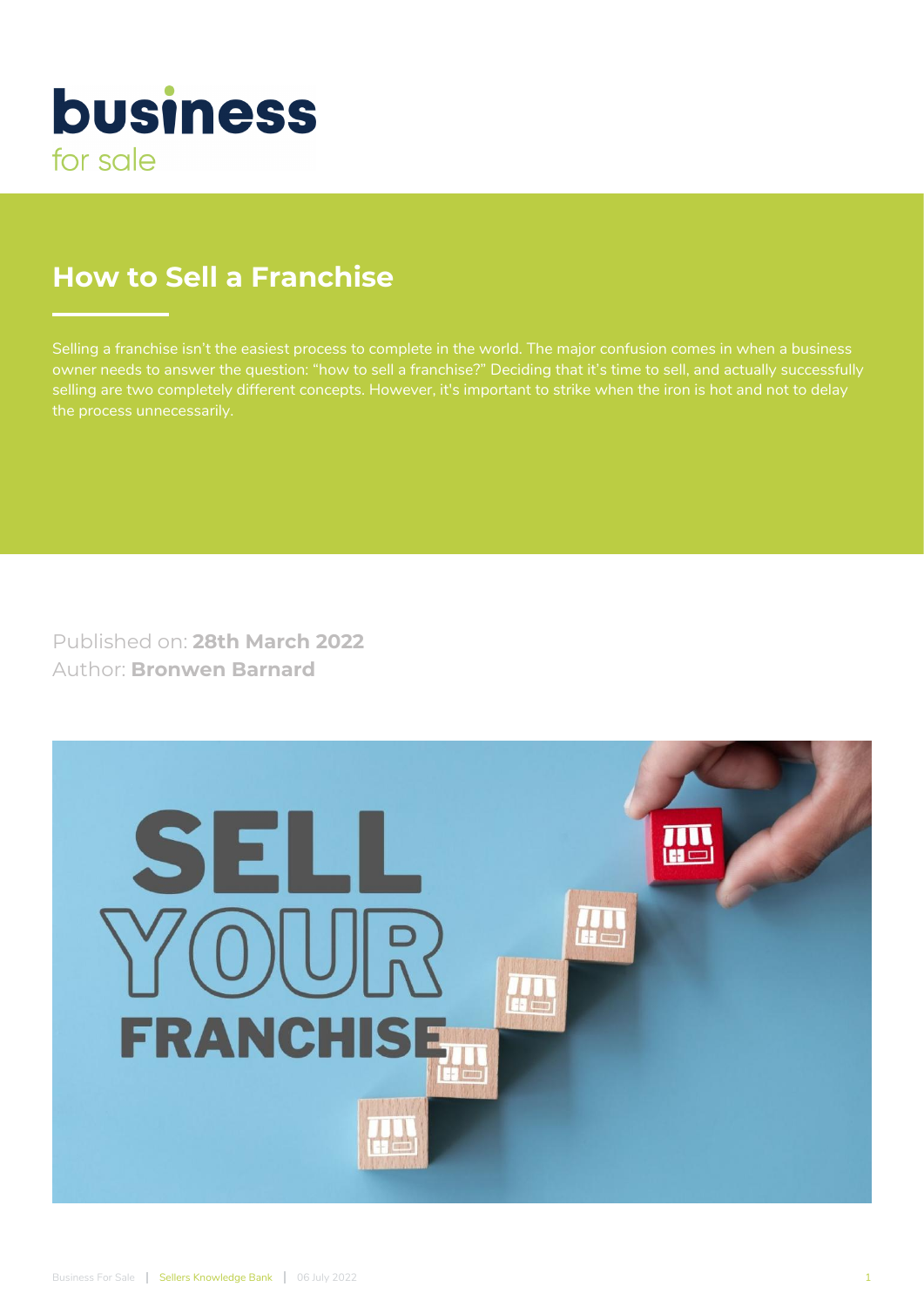business
for sale

# How to Sell a Franchise

Selling a franchise isn't the easiest process to complete in the world. The major confusion comes in when a business owner needs to answer the question: "how to sell a franchise?" Deciding that it's time to sell, and actually successfully selling are two completely different concepts. However, it's important to strike when the iron is hot and not to delay the process unnecessarily.

Published on: **28th March 2022**
Author: **Bronwen Barnard**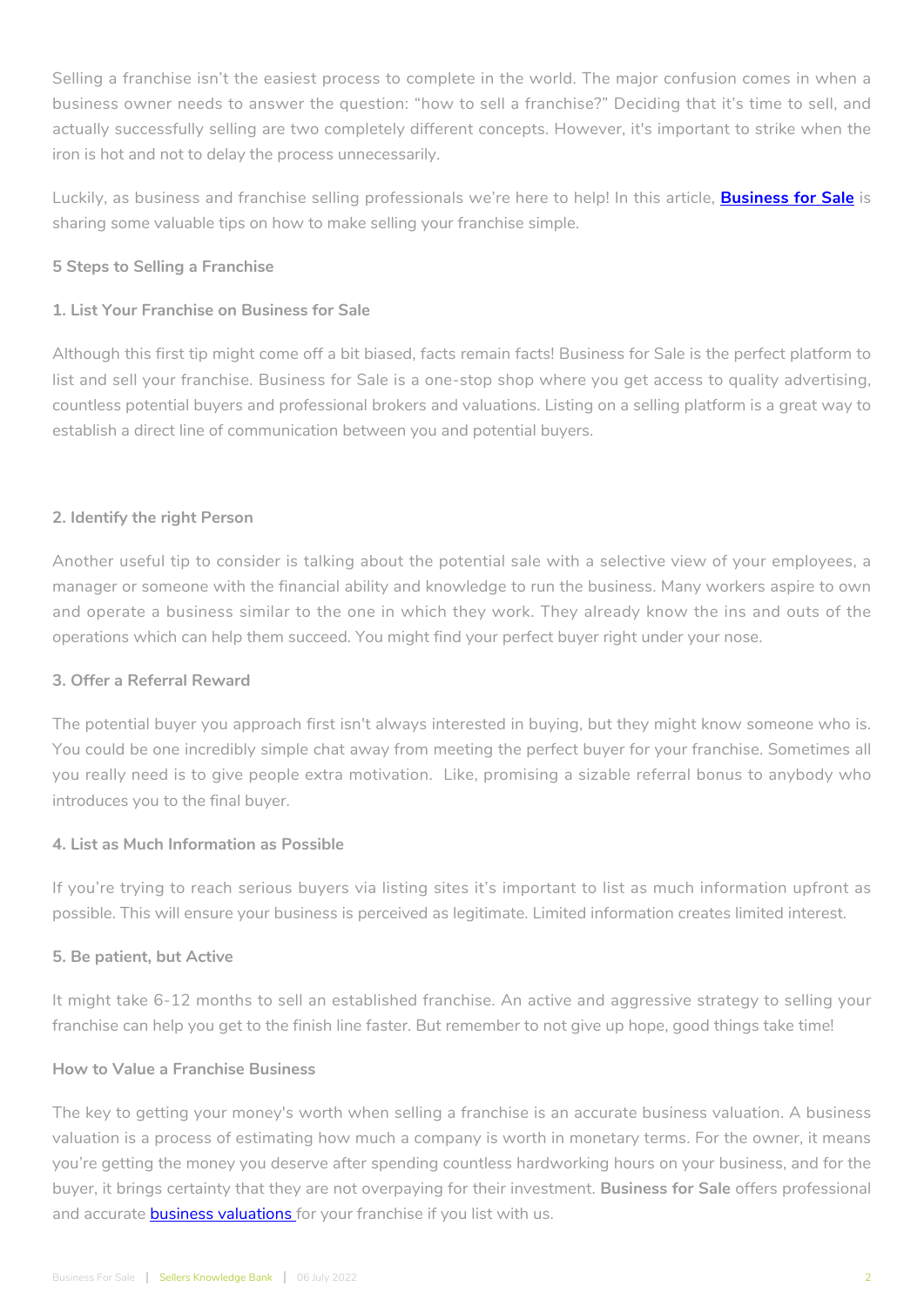Selling a franchise isn't the easiest process to complete in the world. The major confusion comes in when a business owner needs to answer the question: "how to sell a franchise?" Deciding that it's time to sell, and actually successfully selling are two completely different concepts. However, it's important to strike when the iron is hot and not to delay the process unnecessarily.

Luckily, as business and franchise selling professionals we're here to help! In this article, **[Business for Sale]** is sharing some valuable tips on how to make selling your franchise simple.

## 5 Steps to Selling a Franchise

### 1. List Your Franchise on Business for Sale

Although this first tip might come off a bit biased, facts remain facts! Business for Sale is the perfect platform to list and sell your franchise. Business for Sale is a one-stop shop where you get access to quality advertising, countless potential buyers and professional brokers and valuations. Listing on a selling platform is a great way to establish a direct line of communication between you and potential buyers.

### 2. Identify the right Person

Another useful tip to consider is talking about the potential sale with a selective view of your employees, a manager or someone with the financial ability and knowledge to run the business. Many workers aspire to own and operate a business similar to the one in which they work. They already know the ins and outs of the operations which can help them succeed. You might find your perfect buyer right under your nose.

### 3. Offer a Referral Reward

The potential buyer you approach first isn't always interested in buying, but they might know someone who is. You could be one incredibly simple chat away from meeting the perfect buyer for your franchise. Sometimes all you really need is to give people extra motivation. Like, promising a sizable referral bonus to anybody who introduces you to the final buyer.

### 4. List as Much Information as Possible

If you're trying to reach serious buyers via listing sites it's important to list as much information upfront as possible. This will ensure your business is perceived as legitimate. Limited information creates limited interest.

### 5. Be patient, but Active

It might take 6-12 months to sell an established franchise. An active and aggressive strategy to selling your franchise can help you get to the finish line faster. But remember to not give up hope, good things take time!

## How to Value a Franchise Business

The key to getting your money's worth when selling a franchise is an accurate business valuation. A business valuation is a process of estimating how much a company is worth in monetary terms. For the owner, it means you're getting the money you deserve after spending countless hardworking hours on your business, and for the buyer, it brings certainty that they are not overpaying for their investment. **Business for Sale** offers professional and accurate [business valuations] for your franchise if you list with us.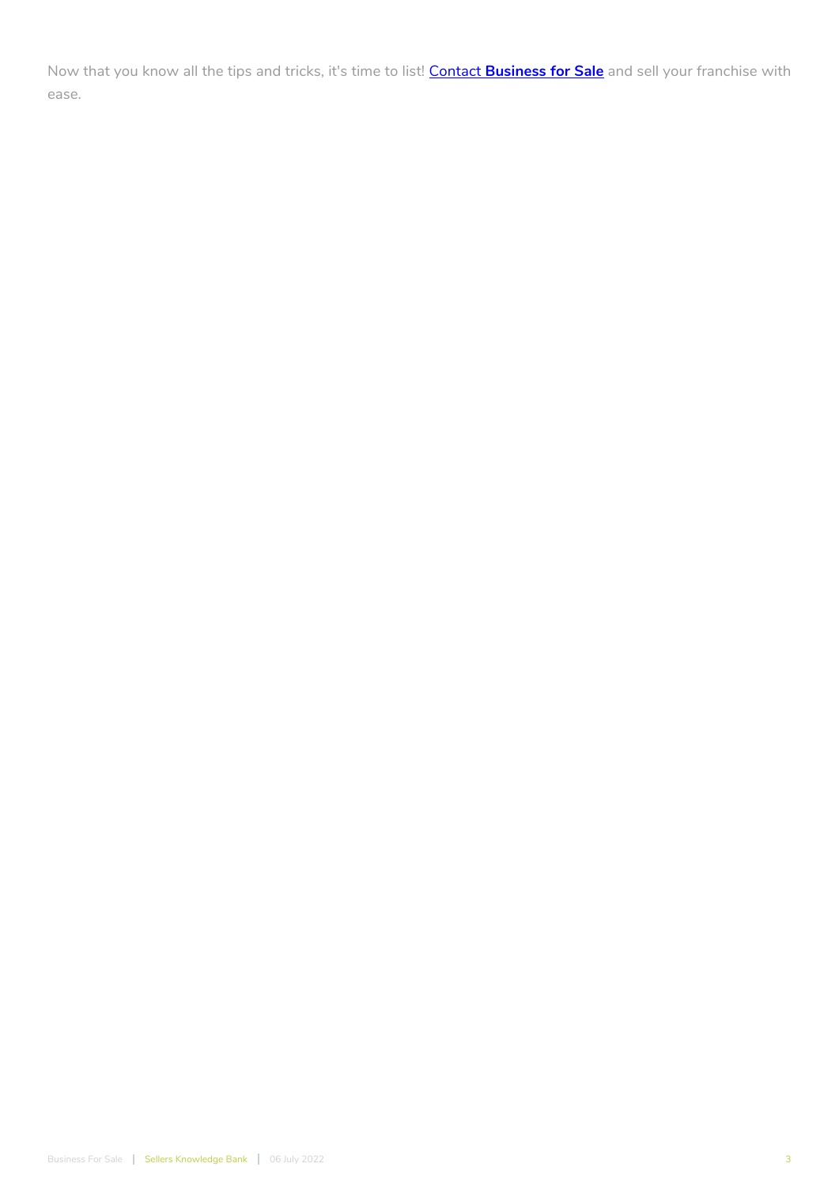Now that you know all the tips and tricks, it's time to list! Contact **Business for Sale** and sell your franchise with ease.